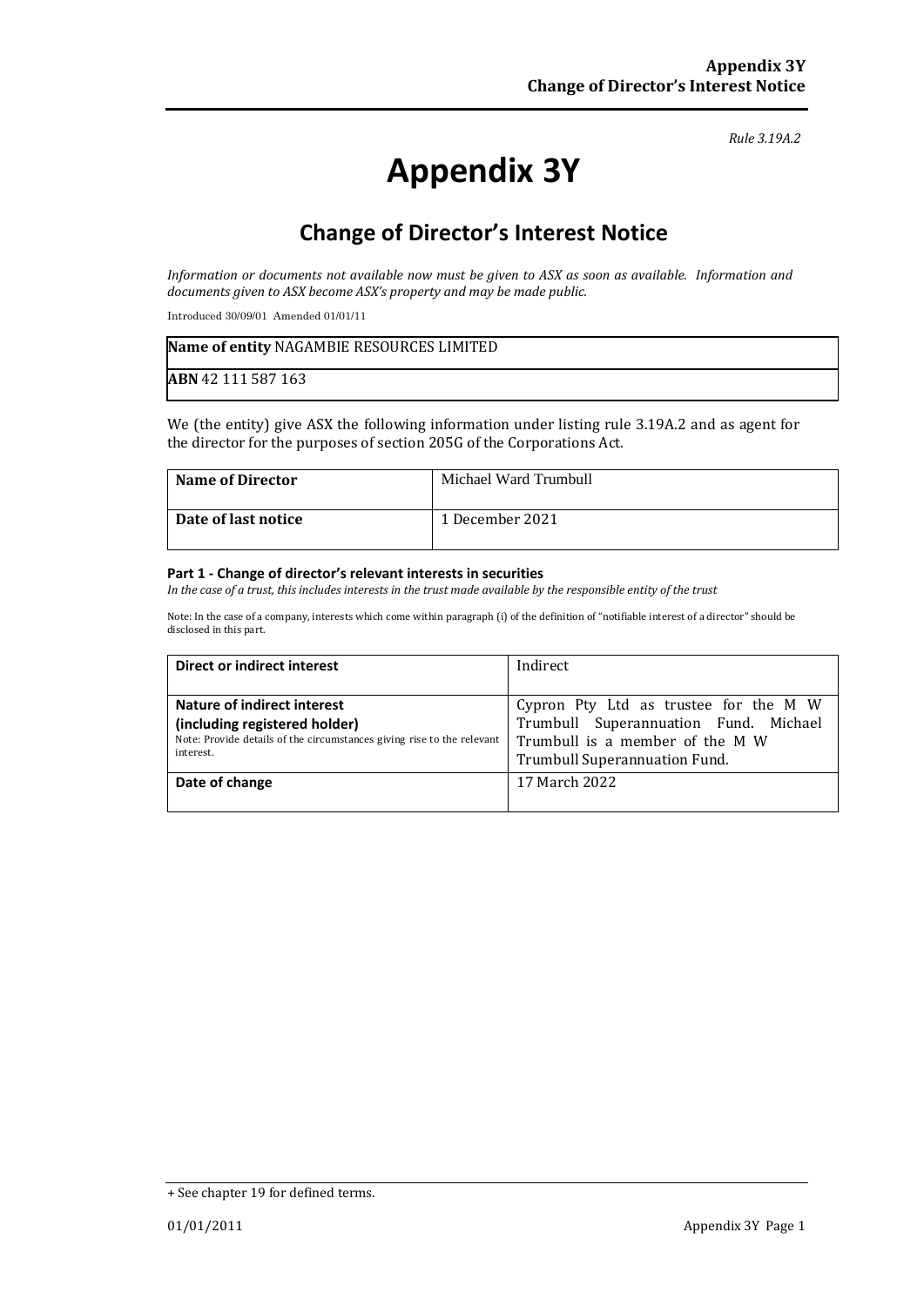*Rule 3.19A.2*

# Appendix 3Y

## Change of Director's Interest Notice

*Information or documents not available now must be given to ASX as soon as available. Information and documents given to ASX become ASX's property and may be made public.*

Introduced 30/09/01 Amended 01/01/11

| **Name of entity** NAGAMBIE RESOURCES LIMITED |
|---|
| **ABN** 42 111 587 163 |

We (the entity) give ASX the following information under listing rule 3.19A.2 and as agent for the director for the purposes of section 205G of the Corporations Act.

| **Name of Director** | Michael Ward Trumbull |
|---|---|
| **Date of last notice** | 1 December 2021 |

#### Part 1 - Change of director's relevant interests in securities

*In the case of a trust, this includes interests in the trust made available by the responsible entity of the trust*

Note: In the case of a company, interests which come within paragraph (i) of the definition of "notifiable interest of a director" should be disclosed in this part.

| **Direct or indirect interest** | Indirect |
|---|---|
| **Nature of indirect interest (including registered holder)** Note: Provide details of the circumstances giving rise to the relevant interest. | Cypron Pty Ltd as trustee for the M W Trumbull Superannuation Fund. Michael Trumbull is a member of the M W Trumbull Superannuation Fund. |
| **Date of change** | 17 March 2022 |

+ See chapter 19 for defined terms.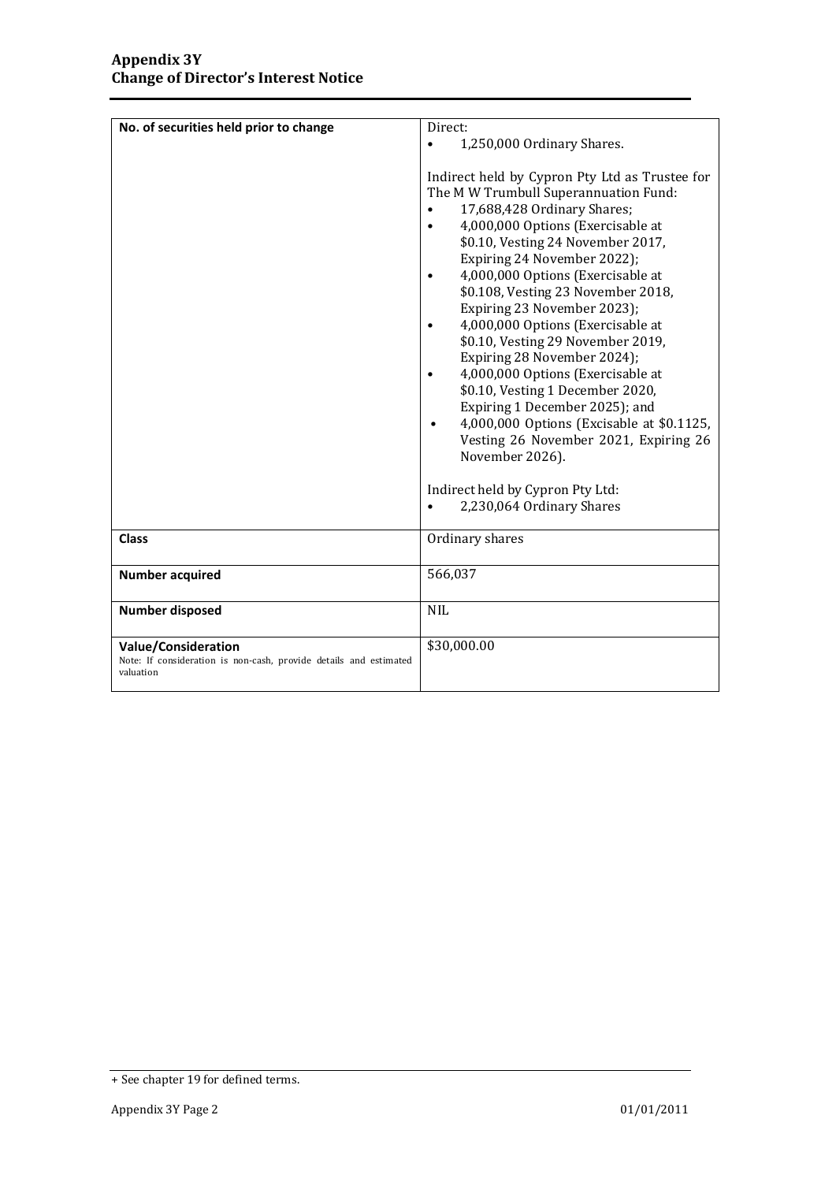| No. of securities held prior to change | Direct:<br>• 1,250,000 Ordinary Shares.<br><br>Indirect held by Cypron Pty Ltd as Trustee for The M W Trumbull Superannuation Fund:<br>• 17,688,428 Ordinary Shares;<br>• 4,000,000 Options (Exercisable at $0.10, Vesting 24 November 2017, Expiring 24 November 2022);<br>• 4,000,000 Options (Exercisable at $0.108, Vesting 23 November 2018, Expiring 23 November 2023);<br>• 4,000,000 Options (Exercisable at $0.10, Vesting 29 November 2019, Expiring 28 November 2024);<br>• 4,000,000 Options (Exercisable at $0.10, Vesting 1 December 2020, Expiring 1 December 2025); and<br>• 4,000,000 Options (Excisable at $0.1125, Vesting 26 November 2021, Expiring 26 November 2026).<br><br>Indirect held by Cypron Pty Ltd:<br>• 2,230,064 Ordinary Shares |
|---|---|
| **Class** | Ordinary shares |
| **Number acquired** | 566,037 |
| **Number disposed** | NIL |
| **Value/Consideration**<br>Note: If consideration is non-cash, provide details and estimated valuation | $30,000.00 |

+ See chapter 19 for defined terms.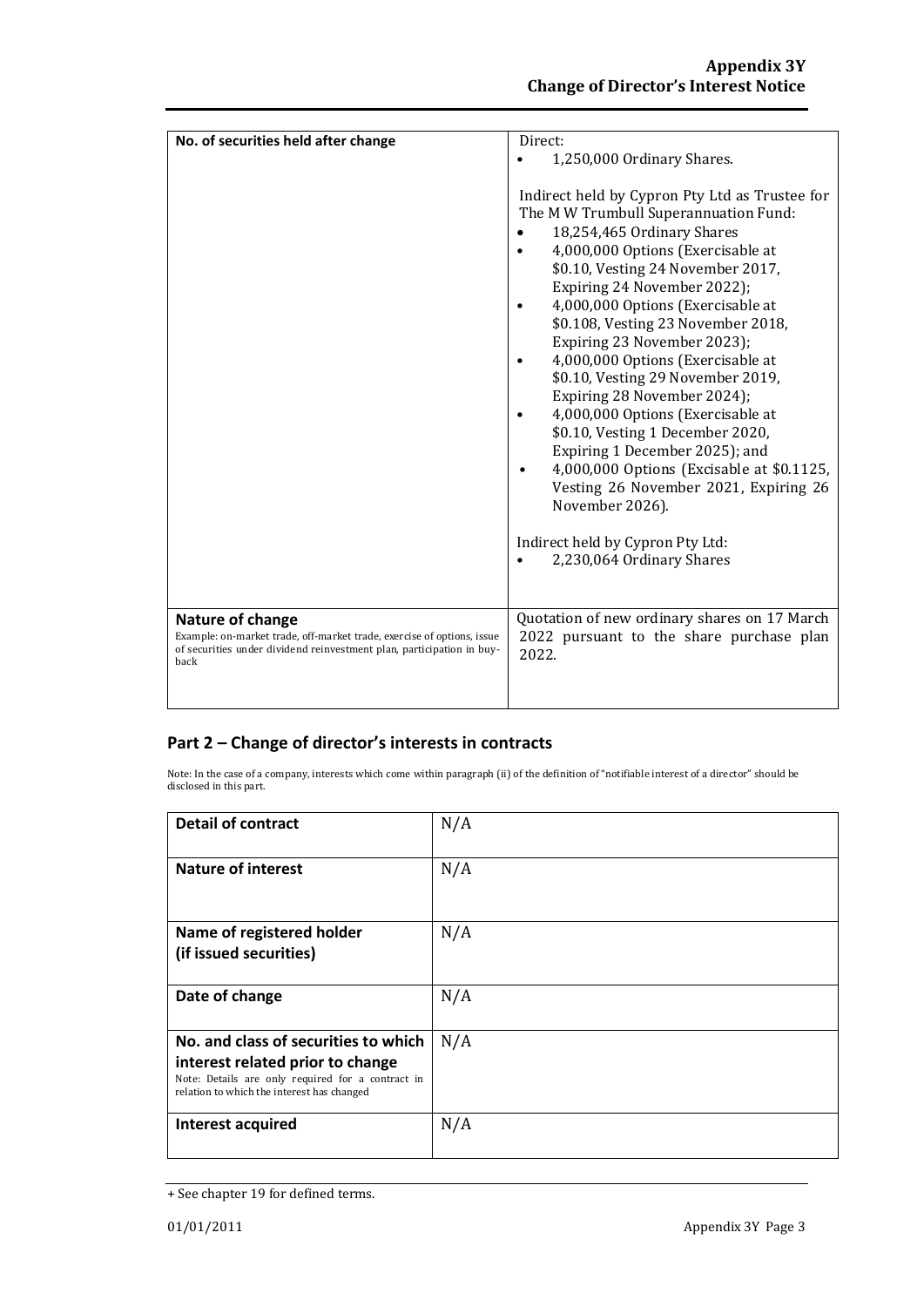| No. of securities held after change | Direct:<br>• 1,250,000 Ordinary Shares.<br><br>Indirect held by Cypron Pty Ltd as Trustee for The M W Trumbull Superannuation Fund:<br>• 18,254,465 Ordinary Shares<br>• 4,000,000 Options (Exercisable at $0.10, Vesting 24 November 2017, Expiring 24 November 2022);<br>• 4,000,000 Options (Exercisable at $0.108, Vesting 23 November 2018, Expiring 23 November 2023);<br>• 4,000,000 Options (Exercisable at $0.10, Vesting 29 November 2019, Expiring 28 November 2024);<br>• 4,000,000 Options (Exercisable at $0.10, Vesting 1 December 2020, Expiring 1 December 2025); and<br>• 4,000,000 Options (Excisable at $0.1125, Vesting 26 November 2021, Expiring 26 November 2026).<br><br>Indirect held by Cypron Pty Ltd:<br>• 2,230,064 Ordinary Shares |
|---|---|
| **Nature of change**<br>Example: on-market trade, off-market trade, exercise of options, issue of securities under dividend reinvestment plan, participation in buy-back | Quotation of new ordinary shares on 17 March 2022 pursuant to the share purchase plan 2022. |

## Part 2 – Change of director's interests in contracts

Note: In the case of a company, interests which come within paragraph (ii) of the definition of "notifiable interest of a director" should be disclosed in this part.

| Detail of contract | N/A |
|---|---|
| **Nature of interest** | N/A |
| **Name of registered holder (if issued securities)** | N/A |
| **Date of change** | N/A |
| **No. and class of securities to which interest related prior to change**<br>Note: Details are only required for a contract in relation to which the interest has changed | N/A |
| **Interest acquired** | N/A |

+ See chapter 19 for defined terms.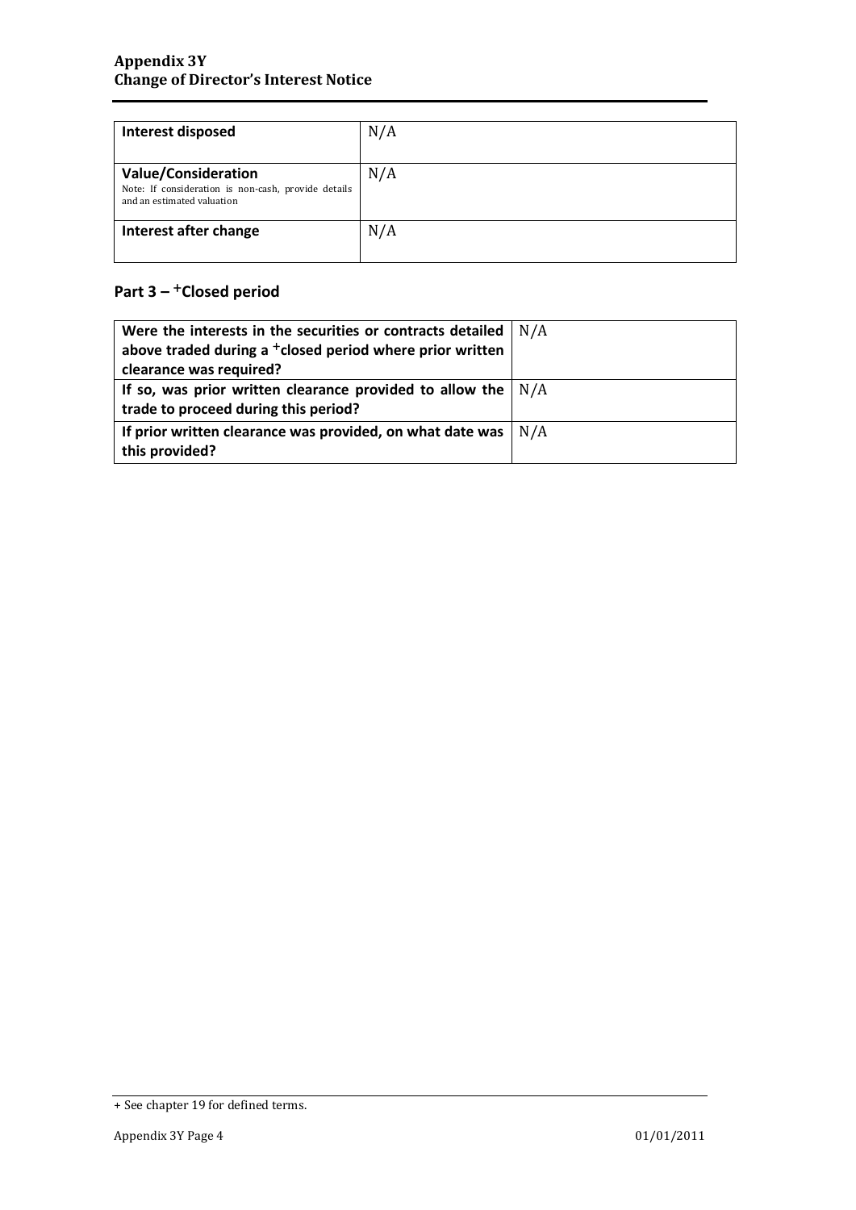| Interest disposed | N/A |
|---|---|
| **Value/Consideration**<br>Note: If consideration is non-cash, provide details and an estimated valuation | N/A |
| **Interest after change** | N/A |

## Part 3 – +Closed period

| Were the interests in the securities or contracts detailed above traded during a +closed period where prior written clearance was required? | N/A |
|---|---|
| **If so, was prior written clearance provided to allow the trade to proceed during this period?** | N/A |
| **If prior written clearance was provided, on what date was this provided?** | N/A |

+ See chapter 19 for defined terms.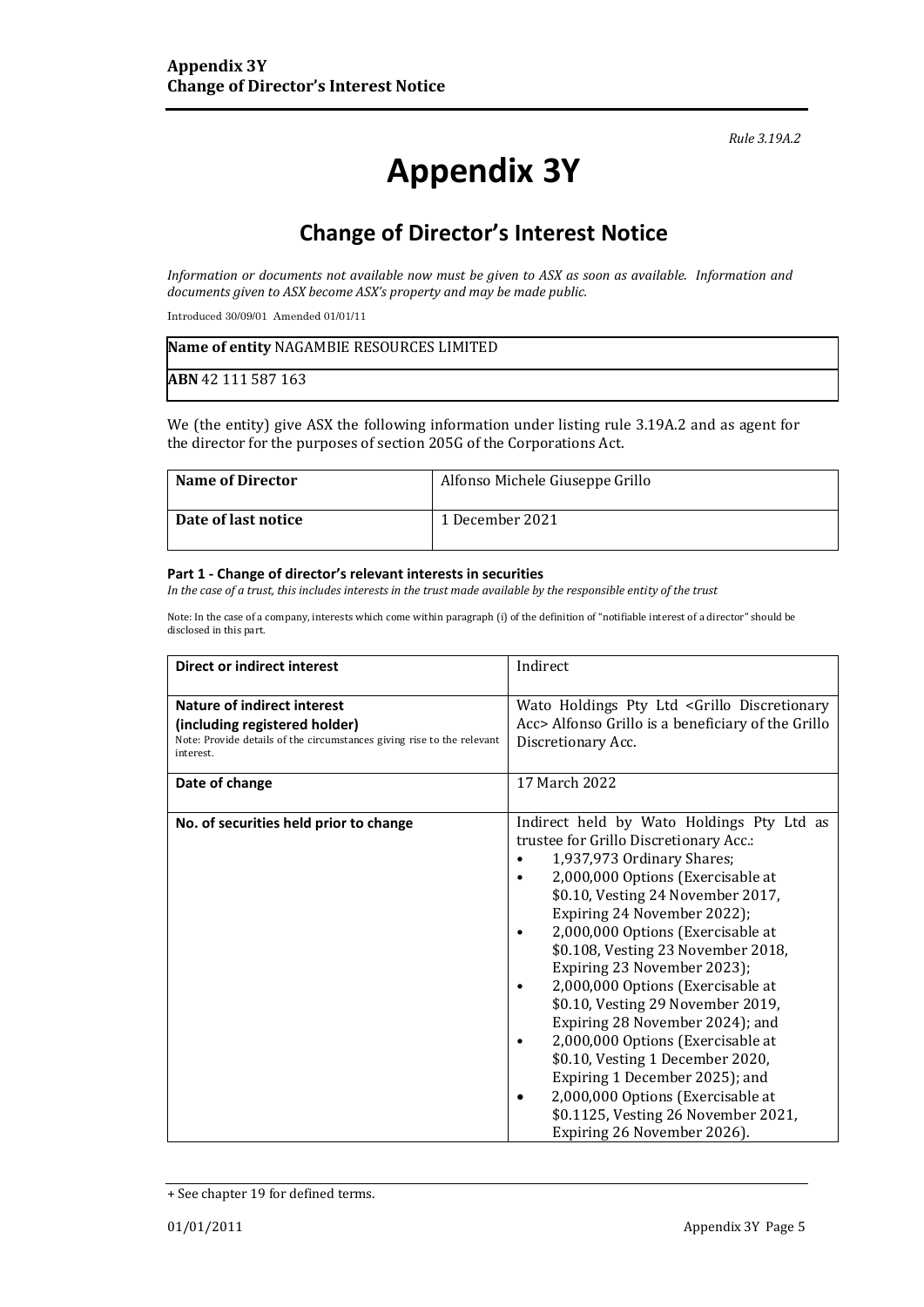*Rule 3.19A.2*

# Appendix 3Y

## Change of Director's Interest Notice

*Information or documents not available now must be given to ASX as soon as available. Information and documents given to ASX become ASX's property and may be made public.*

Introduced 30/09/01 Amended 01/01/11

| **Name of entity** NAGAMBIE RESOURCES LIMITED |
|---|
| **ABN** 42 111 587 163 |

We (the entity) give ASX the following information under listing rule 3.19A.2 and as agent for the director for the purposes of section 205G of the Corporations Act.

| **Name of Director** | Alfonso Michele Giuseppe Grillo |
|---|---|
| **Date of last notice** | 1 December 2021 |

#### Part 1 - Change of director's relevant interests in securities

*In the case of a trust, this includes interests in the trust made available by the responsible entity of the trust*

Note: In the case of a company, interests which come within paragraph (i) of the definition of "notifiable interest of a director" should be disclosed in this part.

| **Direct or indirect interest** | Indirect |
|---|---|
| **Nature of indirect interest (including registered holder)**<br>Note: Provide details of the circumstances giving rise to the relevant interest. | Wato Holdings Pty Ltd <Grillo Discretionary Acc> Alfonso Grillo is a beneficiary of the Grillo Discretionary Acc. |
| **Date of change** | 17 March 2022 |
| **No. of securities held prior to change** | Indirect held by Wato Holdings Pty Ltd as trustee for Grillo Discretionary Acc.:<br>• 1,937,973 Ordinary Shares;<br>• 2,000,000 Options (Exercisable at \$0.10, Vesting 24 November 2017, Expiring 24 November 2022);<br>• 2,000,000 Options (Exercisable at \$0.108, Vesting 23 November 2018, Expiring 23 November 2023);<br>• 2,000,000 Options (Exercisable at \$0.10, Vesting 29 November 2019, Expiring 28 November 2024); and<br>• 2,000,000 Options (Exercisable at \$0.10, Vesting 1 December 2020, Expiring 1 December 2025); and<br>• 2,000,000 Options (Exercisable at \$0.1125, Vesting 26 November 2021, Expiring 26 November 2026). |

+ See chapter 19 for defined terms.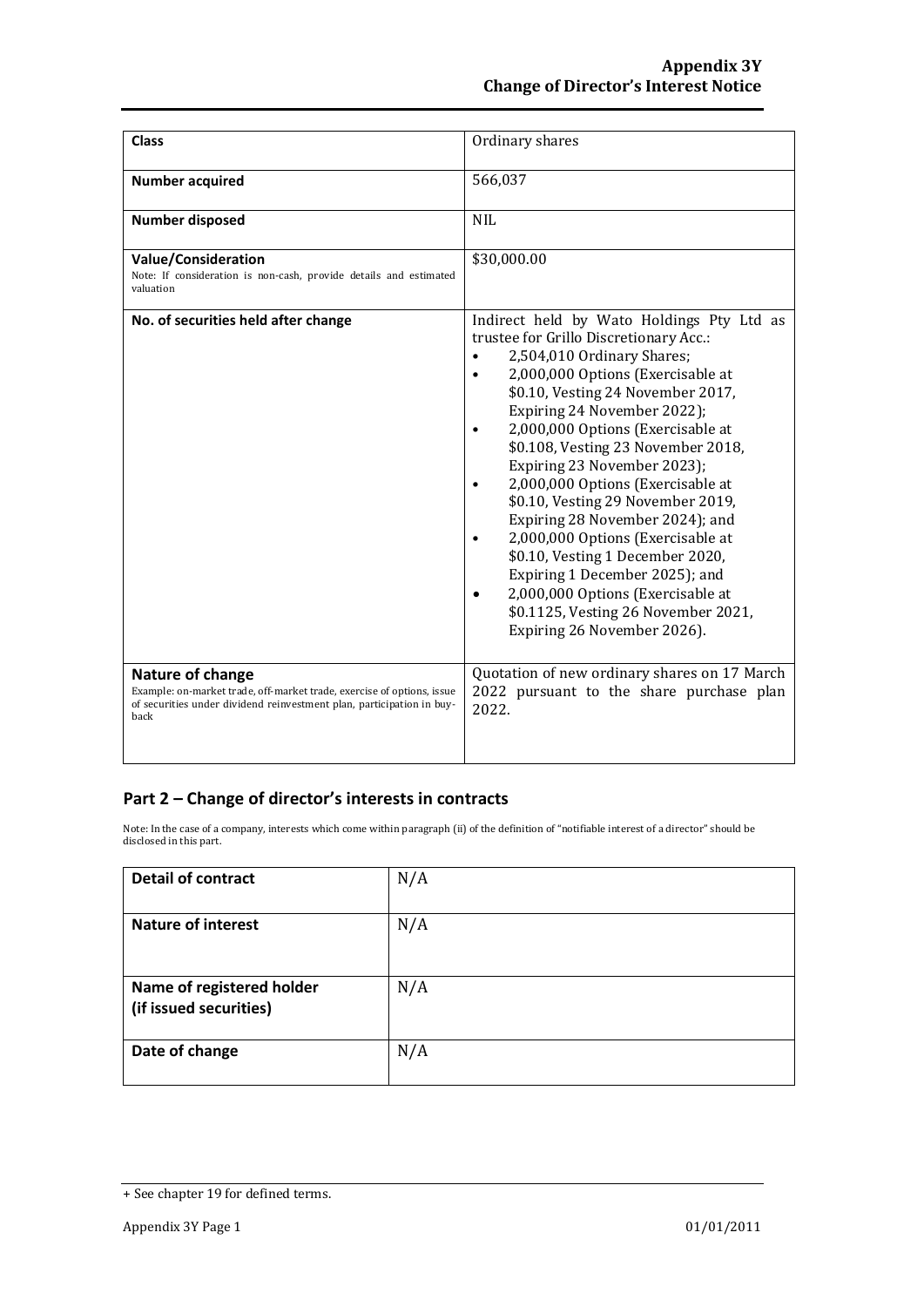| Class | Ordinary shares |
|---|---|
| **Number acquired** | 566,037 |
| **Number disposed** | NIL |
| **Value/Consideration**<br>Note: If consideration is non-cash, provide details and estimated valuation | $30,000.00 |
| **No. of securities held after change** | Indirect held by Wato Holdings Pty Ltd as trustee for Grillo Discretionary Acc.:<br>• 2,504,010 Ordinary Shares;<br>• 2,000,000 Options (Exercisable at $0.10, Vesting 24 November 2017, Expiring 24 November 2022);<br>• 2,000,000 Options (Exercisable at $0.108, Vesting 23 November 2018, Expiring 23 November 2023);<br>• 2,000,000 Options (Exercisable at $0.10, Vesting 29 November 2019, Expiring 28 November 2024); and<br>• 2,000,000 Options (Exercisable at $0.10, Vesting 1 December 2020, Expiring 1 December 2025); and<br>• 2,000,000 Options (Exercisable at $0.1125, Vesting 26 November 2021, Expiring 26 November 2026). |
| **Nature of change**<br>Example: on-market trade, off-market trade, exercise of options, issue of securities under dividend reinvestment plan, participation in buy-back | Quotation of new ordinary shares on 17 March 2022 pursuant to the share purchase plan 2022. |

## Part 2 – Change of director's interests in contracts

Note: In the case of a company, interests which come within paragraph (ii) of the definition of "notifiable interest of a director" should be disclosed in this part.

| Detail of contract | N/A |
|---|---|
| **Nature of interest** | N/A |
| **Name of registered holder (if issued securities)** | N/A |
| **Date of change** | N/A |

+ See chapter 19 for defined terms.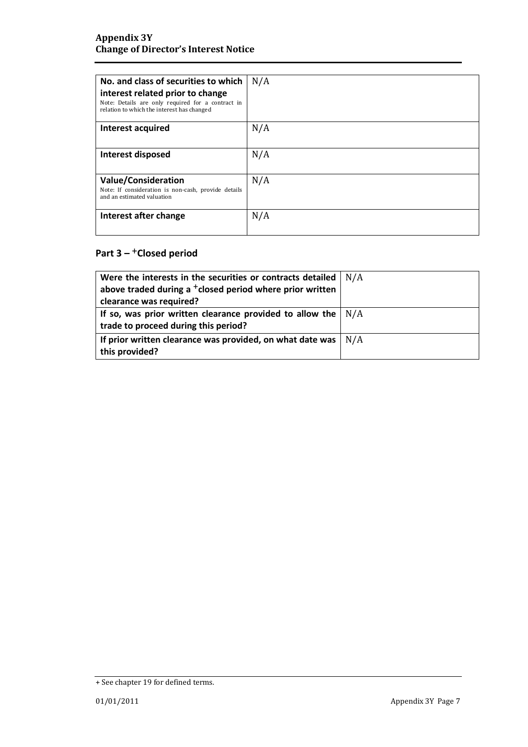| | |
|---|---|
| **No. and class of securities to which interest related prior to change** Note: Details are only required for a contract in relation to which the interest has changed | N/A |
| **Interest acquired** | N/A |
| **Interest disposed** | N/A |
| **Value/Consideration** Note: If consideration is non-cash, provide details and an estimated valuation | N/A |
| **Interest after change** | N/A |

## Part 3 – +Closed period

| | |
|---|---|
| **Were the interests in the securities or contracts detailed above traded during a +closed period where prior written clearance was required?** | N/A |
| **If so, was prior written clearance provided to allow the trade to proceed during this period?** | N/A |
| **If prior written clearance was provided, on what date was this provided?** | N/A |

+ See chapter 19 for defined terms.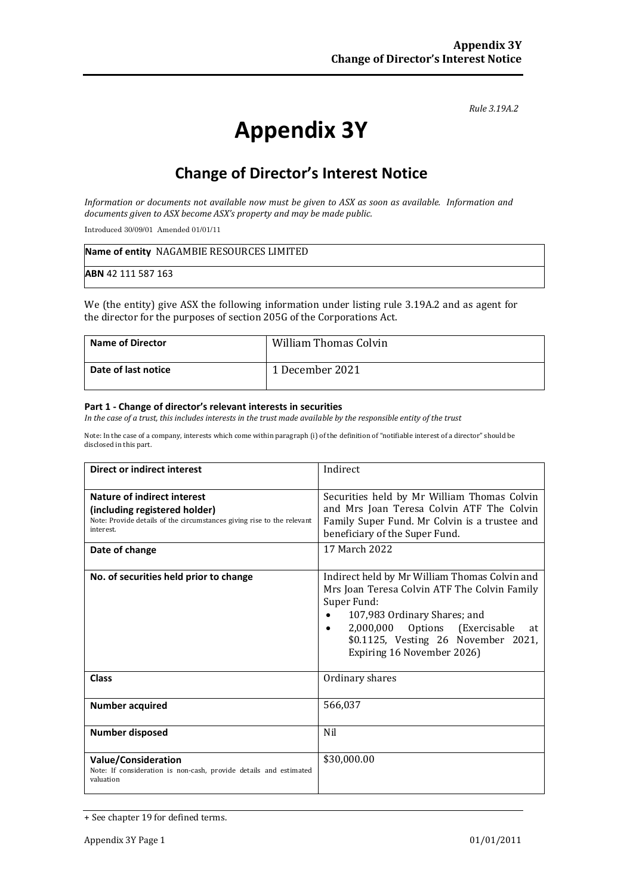*Rule 3.19A.2*

# Appendix 3Y

## Change of Director's Interest Notice

*Information or documents not available now must be given to ASX as soon as available. Information and documents given to ASX become ASX's property and may be made public.*

Introduced 30/09/01 Amended 01/01/11

| **Name of entity** NAGAMBIE RESOURCES LIMITED |
|---|
| **ABN** 42 111 587 163 |

We (the entity) give ASX the following information under listing rule 3.19A.2 and as agent for the director for the purposes of section 205G of the Corporations Act.

| **Name of Director** | William Thomas Colvin |
|---|---|
| **Date of last notice** | 1 December 2021 |

**Part 1 - Change of director's relevant interests in securities**

*In the case of a trust, this includes interests in the trust made available by the responsible entity of the trust*

Note: In the case of a company, interests which come within paragraph (i) of the definition of "notifiable interest of a director" should be disclosed in this part.

| **Direct or indirect interest** | Indirect |
|---|---|
| **Nature of indirect interest (including registered holder)**<br>Note: Provide details of the circumstances giving rise to the relevant interest. | Securities held by Mr William Thomas Colvin and Mrs Joan Teresa Colvin ATF The Colvin Family Super Fund. Mr Colvin is a trustee and beneficiary of the Super Fund. |
| **Date of change** | 17 March 2022 |
| **No. of securities held prior to change** | Indirect held by Mr William Thomas Colvin and Mrs Joan Teresa Colvin ATF The Colvin Family Super Fund:<br>• 107,983 Ordinary Shares; and<br>• 2,000,000 Options (Exercisable at \$0.1125, Vesting 26 November 2021, Expiring 16 November 2026) |
| **Class** | Ordinary shares |
| **Number acquired** | 566,037 |
| **Number disposed** | Nil |
| **Value/Consideration**<br>Note: If consideration is non-cash, provide details and estimated valuation | \$30,000.00 |

+ See chapter 19 for defined terms.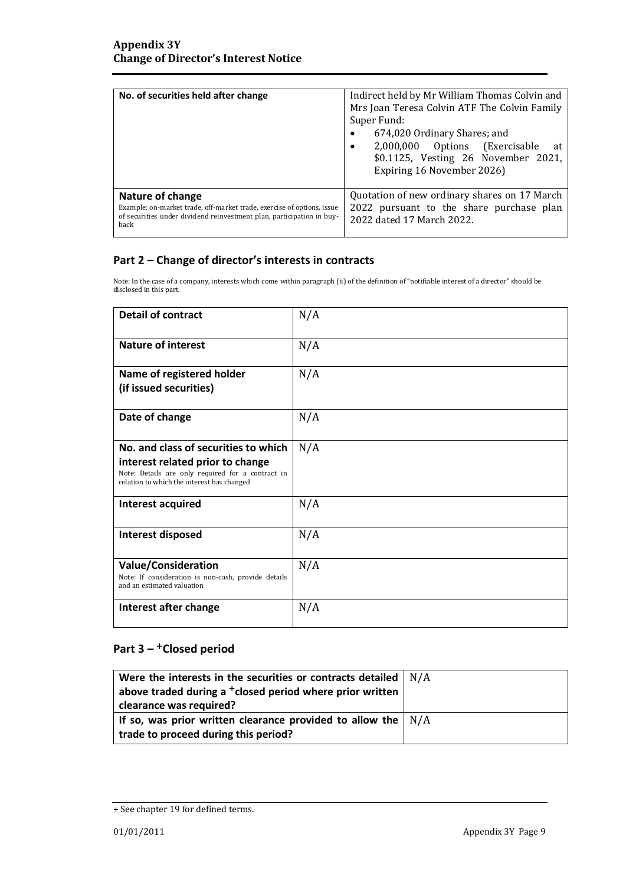| | |
|---|---|
| **No. of securities held after change** | Indirect held by Mr William Thomas Colvin and Mrs Joan Teresa Colvin ATF The Colvin Family Super Fund:<br>• 674,020 Ordinary Shares; and<br>• 2,000,000 Options (Exercisable at \$0.1125, Vesting 26 November 2021, Expiring 16 November 2026) |
| **Nature of change**<br>Example: on-market trade, off-market trade, exercise of options, issue of securities under dividend reinvestment plan, participation in buy-back | Quotation of new ordinary shares on 17 March 2022 pursuant to the share purchase plan 2022 dated 17 March 2022. |

## Part 2 – Change of director's interests in contracts

Note: In the case of a company, interests which come within paragraph (ii) of the definition of "notifiable interest of a director" should be disclosed in this part.

| | |
|---|---|
| **Detail of contract** | N/A |
| **Nature of interest** | N/A |
| **Name of registered holder (if issued securities)** | N/A |
| **Date of change** | N/A |
| **No. and class of securities to which interest related prior to change**<br>Note: Details are only required for a contract in relation to which the interest has changed | N/A |
| **Interest acquired** | N/A |
| **Interest disposed** | N/A |
| **Value/Consideration**<br>Note: If consideration is non-cash, provide details and an estimated valuation | N/A |
| **Interest after change** | N/A |

## Part 3 – +Closed period

| | |
|---|---|
| **Were the interests in the securities or contracts detailed above traded during a +closed period where prior written clearance was required?** | N/A |
| **If so, was prior written clearance provided to allow the trade to proceed during this period?** | N/A |

+ See chapter 19 for defined terms.